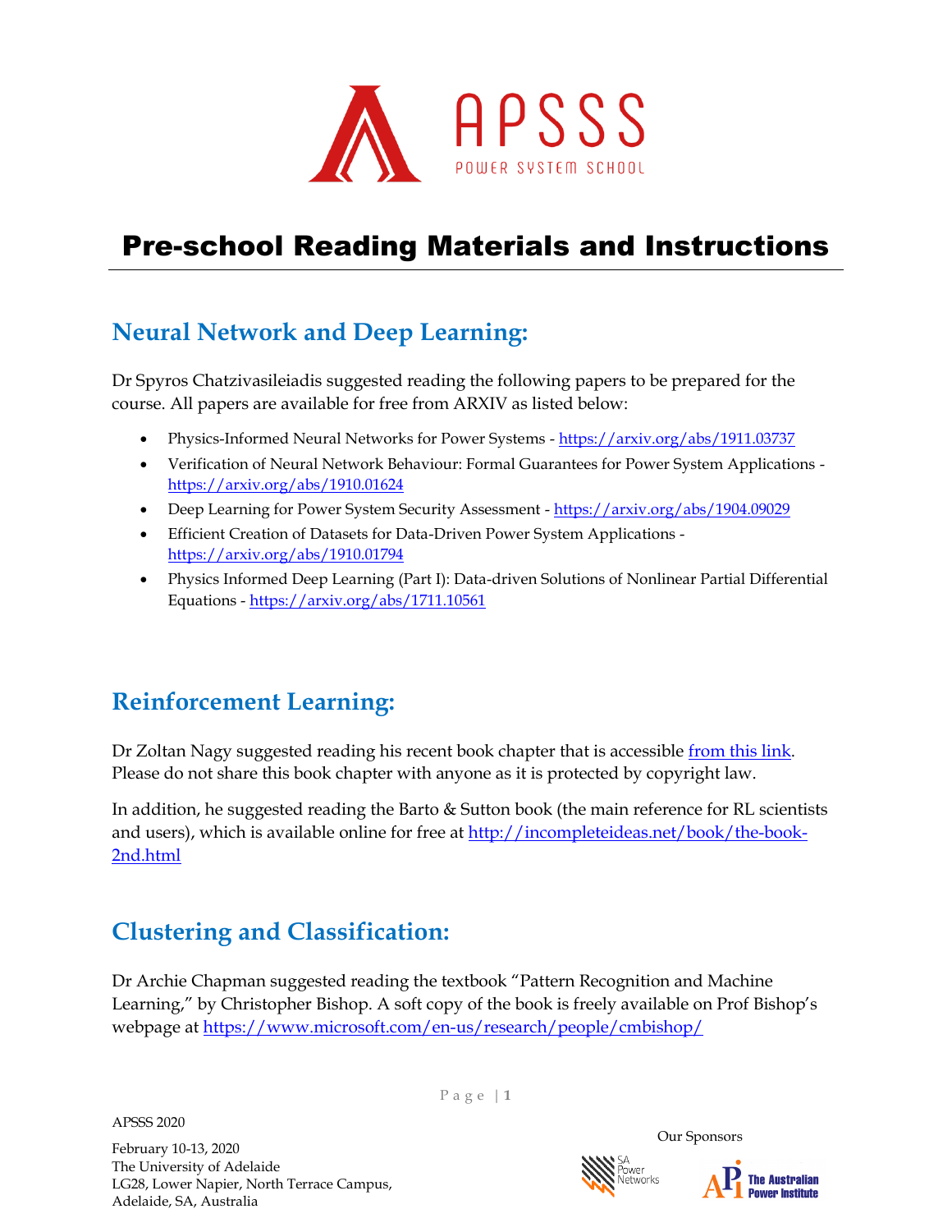# APSSS

POWER SYSTEM SCHOOL

# Pre-school Reading Materials and Instructions

## Neural Network and Deep Learning:

Dr Spyros Chatzivasileiadis suggested reading the following papers to be prepared for the course. All papers are available for free from ARXIV as listed below:

- Physics-Informed Neural Networks for Power Systems - https://arxiv.org/abs/1911.03737
- Verification of Neural Network Behaviour: Formal Guarantees for Power System Applications - https://arxiv.org/abs/1910.01624
- Deep Learning for Power System Security Assessment - https://arxiv.org/abs/1904.09029
- Efficient Creation of Datasets for Data-Driven Power System Applications - https://arxiv.org/abs/1910.01794
- Physics Informed Deep Learning (Part I): Data-driven Solutions of Nonlinear Partial Differential Equations - https://arxiv.org/abs/1711.10561

## Reinforcement Learning:

Dr Zoltan Nagy suggested reading his recent book chapter that is accessible from this link. Please do not share this book chapter with anyone as it is protected by copyright law.

In addition, he suggested reading the Barto & Sutton book (the main reference for RL scientists and users), which is available online for free at http://incompleteideas.net/book/the-book-2nd.html

## Clustering and Classification:

Dr Archie Chapman suggested reading the textbook "Pattern Recognition and Machine Learning," by Christopher Bishop. A soft copy of the book is freely available on Prof Bishop's webpage at https://www.microsoft.com/en-us/research/people/cmbishop/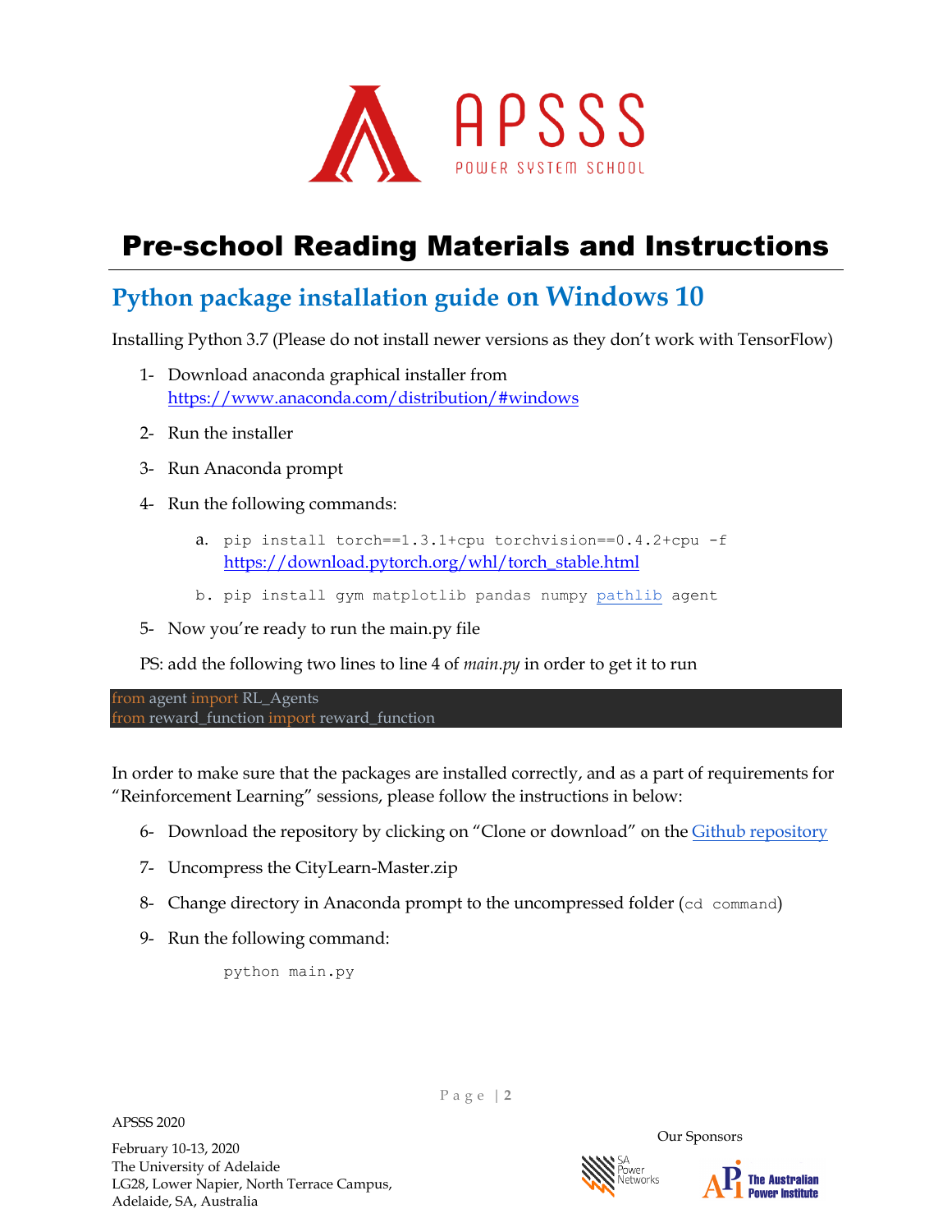# Pre-school Reading Materials and Instructions

## Python package installation guide on Windows 10

Installing Python 3.7 (Please do not install newer versions as they don't work with TensorFlow)

1- Download anaconda graphical installer from https://www.anaconda.com/distribution/#windows

2- Run the installer

3- Run Anaconda prompt

4- Run the following commands:

   a. `pip install torch==1.3.1+cpu torchvision==0.4.2+cpu -f https://download.pytorch.org/whl/torch_stable.html`

   b. `pip install gym matplotlib pandas numpy pathlib agent`

5- Now you're ready to run the main.py file

PS: add the following two lines to line 4 of *main.py* in order to get it to run

```
from agent import RL_Agents
from reward_function import reward_function
```

In order to make sure that the packages are installed correctly, and as a part of requirements for "Reinforcement Learning" sessions, please follow the instructions in below:

6- Download the repository by clicking on "Clone or download" on the Github repository

7- Uncompress the CityLearn-Master.zip

8- Change directory in Anaconda prompt to the uncompressed folder (`cd command`)

9- Run the following command:

```
python main.py
```

APSSS 2020

February 10-13, 2020
The University of Adelaide
LG28, Lower Napier, North Terrace Campus,
Adelaide, SA, Australia

Our Sponsors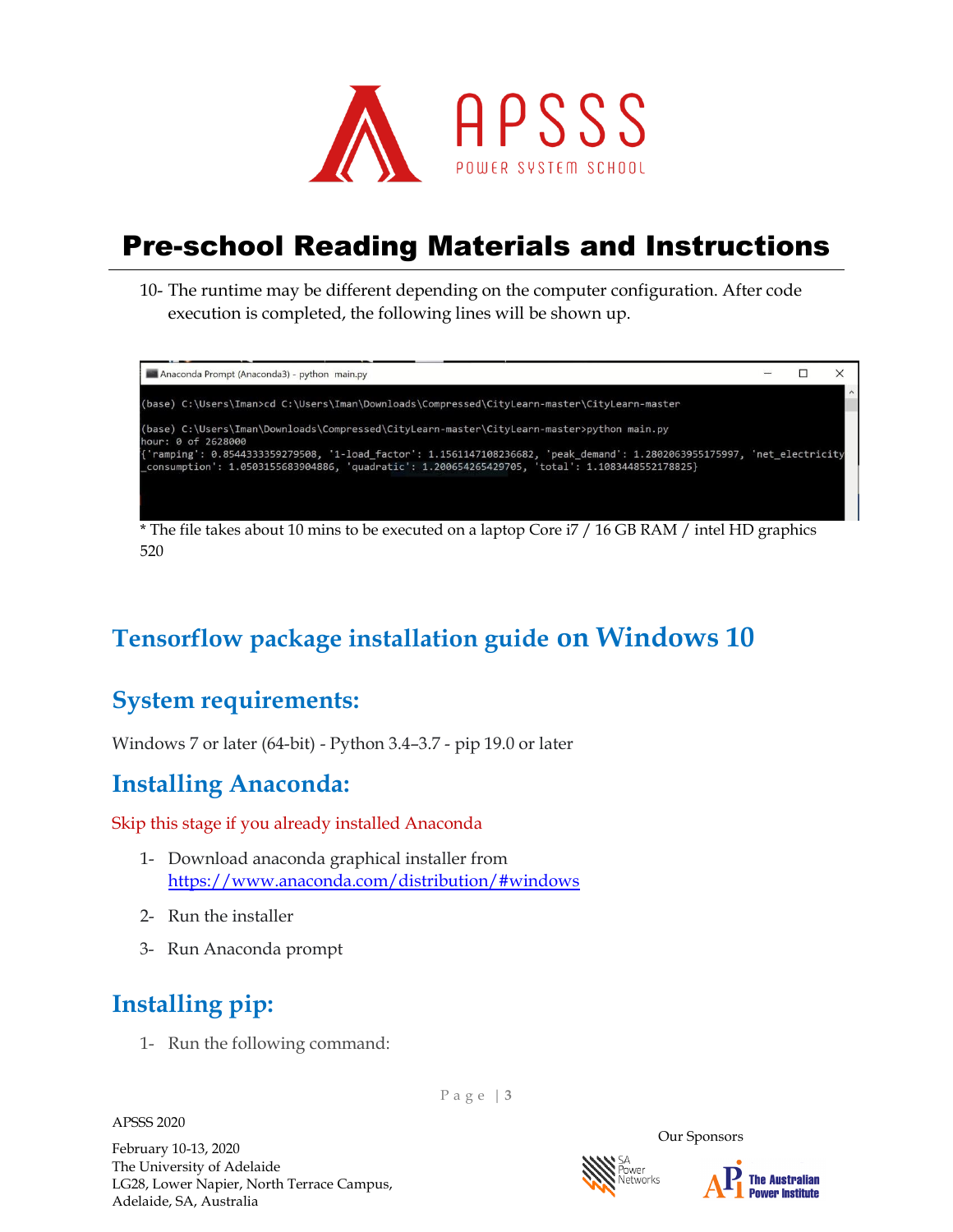10- The runtime may be different depending on the computer configuration. After code execution is completed, the following lines will be shown up.

```
(base) C:\Users\Iman>cd C:\Users\Iman\Downloads\Compressed\CityLearn-master\CityLearn-master

(base) C:\Users\Iman\Downloads\Compressed\CityLearn-master\CityLearn-master>python main.py
hour: 0 of 2628000
{'ramping': 0.8544333359279508, '1-load_factor': 1.1561147108236682, 'peak_demand': 1.2802063955175997, 'net_electricity_consumption': 1.0503155683904886, 'quadratic': 1.200654265429705, 'total': 1.1083448552178825}
```

* The file takes about 10 mins to be executed on a laptop Core i7 / 16 GB RAM / intel HD graphics 520

## Tensorflow package installation guide on Windows 10

### System requirements:

Windows 7 or later (64-bit) - Python 3.4–3.7 - pip 19.0 or later

### Installing Anaconda:

Skip this stage if you already installed Anaconda

1- Download anaconda graphical installer from https://www.anaconda.com/distribution/#windows

2- Run the installer

3- Run Anaconda prompt

### Installing pip:

1- Run the following command: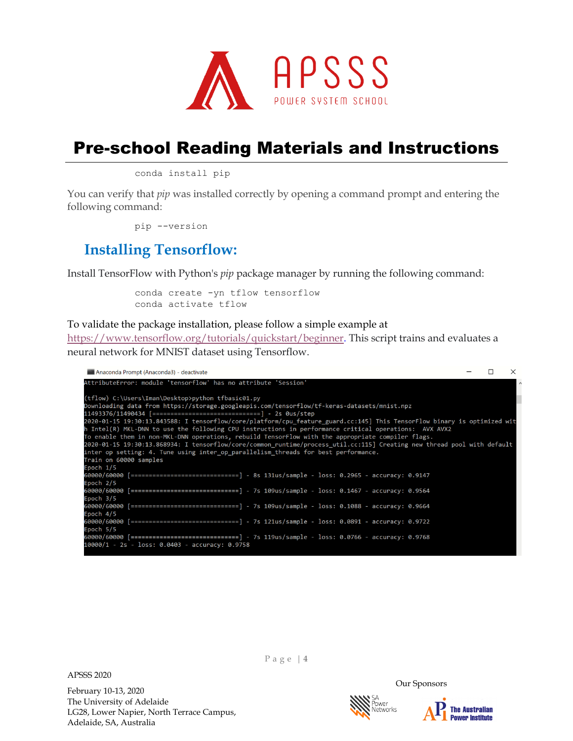```
conda install pip
```

You can verify that *pip* was installed correctly by opening a command prompt and entering the following command:

```
pip --version
```

## Installing Tensorflow:

Install TensorFlow with Python's *pip* package manager by running the following command:

```
conda create -yn tflow tensorflow
conda activate tflow
```

To validate the package installation, please follow a simple example at https://www.tensorflow.org/tutorials/quickstart/beginner. This script trains and evaluates a neural network for MNIST dataset using Tensorflow.

```
Anaconda Prompt (Anaconda3) - deactivate
AttributeError: module 'tensorflow' has no attribute 'Session'

(tflow) C:\Users\Iman\Desktop>python tfbasic01.py
Downloading data from https://storage.googleapis.com/tensorflow/tf-keras-datasets/mnist.npz
11493376/11490434 [==============================] - 2s 0us/step
2020-01-15 19:30:13.843588: I tensorflow/core/platform/cpu_feature_guard.cc:145] This TensorFlow binary is optimized wit
h Intel(R) MKL-DNN to use the following CPU instructions in performance critical operations:  AVX AVX2
To enable them in non-MKL-DNN operations, rebuild TensorFlow with the appropriate compiler flags.
2020-01-15 19:30:13.868934: I tensorflow/core/common_runtime/process_util.cc:115] Creating new thread pool with default
inter op setting: 4. Tune using inter_op_parallelism_threads for best performance.
Train on 60000 samples
Epoch 1/5
60000/60000 [==============================] - 8s 131us/sample - loss: 0.2965 - accuracy: 0.9147
Epoch 2/5
60000/60000 [==============================] - 7s 109us/sample - loss: 0.1467 - accuracy: 0.9564
Epoch 3/5
60000/60000 [==============================] - 7s 109us/sample - loss: 0.1088 - accuracy: 0.9664
Epoch 4/5
60000/60000 [==============================] - 7s 121us/sample - loss: 0.0891 - accuracy: 0.9722
Epoch 5/5
60000/60000 [==============================] - 7s 119us/sample - loss: 0.0766 - accuracy: 0.9768
10000/1 - 2s - loss: 0.0403 - accuracy: 0.9758
```